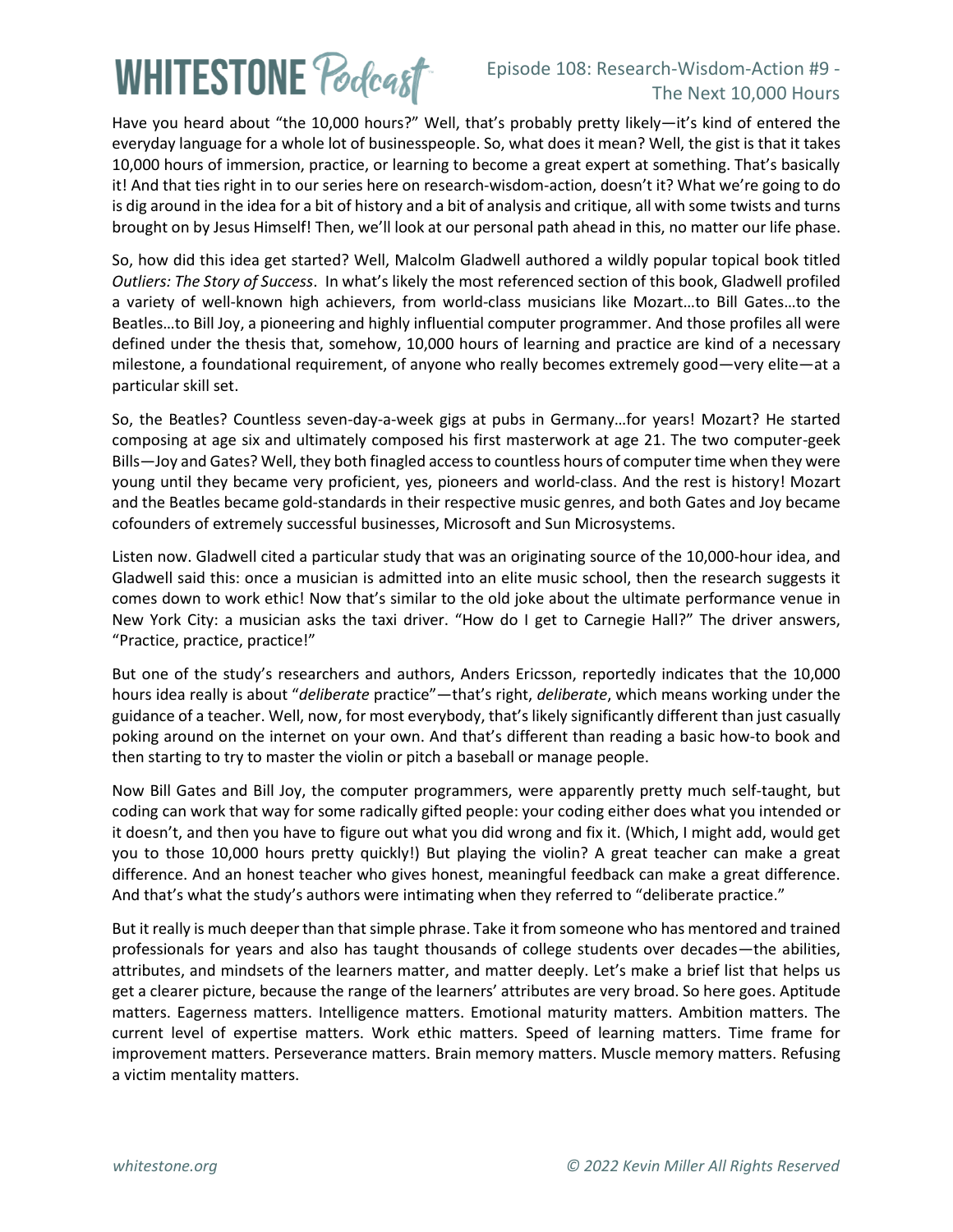Have you heard about "the 10,000 hours?" Well, that's probably pretty likely—it's kind of entered the everyday language for a whole lot of businesspeople. So, what does it mean? Well, the gist is that it takes 10,000 hours of immersion, practice, or learning to become a great expert at something. That's basically it! And that ties right in to our series here on research-wisdom-action, doesn't it? What we're going to do is dig around in the idea for a bit of history and a bit of analysis and critique, all with some twists and turns brought on by Jesus Himself! Then, we'll look at our personal path ahead in this, no matter our life phase.

So, how did this idea get started? Well, Malcolm Gladwell authored a wildly popular topical book titled *Outliers: The Story of Success*. In what's likely the most referenced section of this book, Gladwell profiled a variety of well-known high achievers, from world-class musicians like Mozart…to Bill Gates…to the Beatles…to Bill Joy, a pioneering and highly influential computer programmer. And those profiles all were defined under the thesis that, somehow, 10,000 hours of learning and practice are kind of a necessary milestone, a foundational requirement, of anyone who really becomes extremely good—very elite—at a particular skill set.

So, the Beatles? Countless seven-day-a-week gigs at pubs in Germany…for years! Mozart? He started composing at age six and ultimately composed his first masterwork at age 21. The two computer-geek Bills—Joy and Gates? Well, they both finagled access to countless hours of computer time when they were young until they became very proficient, yes, pioneers and world-class. And the rest is history! Mozart and the Beatles became gold-standards in their respective music genres, and both Gates and Joy became cofounders of extremely successful businesses, Microsoft and Sun Microsystems.

Listen now. Gladwell cited a particular study that was an originating source of the 10,000-hour idea, and Gladwell said this: once a musician is admitted into an elite music school, then the research suggests it comes down to work ethic! Now that's similar to the old joke about the ultimate performance venue in New York City: a musician asks the taxi driver. "How do I get to Carnegie Hall?" The driver answers, "Practice, practice, practice!"

But one of the study's researchers and authors, Anders Ericsson, reportedly indicates that the 10,000 hours idea really is about "*deliberate* practice"—that's right, *deliberate*, which means working under the guidance of a teacher. Well, now, for most everybody, that's likely significantly different than just casually poking around on the internet on your own. And that's different than reading a basic how-to book and then starting to try to master the violin or pitch a baseball or manage people.

Now Bill Gates and Bill Joy, the computer programmers, were apparently pretty much self-taught, but coding can work that way for some radically gifted people: your coding either does what you intended or it doesn't, and then you have to figure out what you did wrong and fix it. (Which, I might add, would get you to those 10,000 hours pretty quickly!) But playing the violin? A great teacher can make a great difference. And an honest teacher who gives honest, meaningful feedback can make a great difference. And that's what the study's authors were intimating when they referred to "deliberate practice."

But it really is much deeper than that simple phrase. Take it from someone who has mentored and trained professionals for years and also has taught thousands of college students over decades—the abilities, attributes, and mindsets of the learners matter, and matter deeply. Let's make a brief list that helps us get a clearer picture, because the range of the learners' attributes are very broad. So here goes. Aptitude matters. Eagerness matters. Intelligence matters. Emotional maturity matters. Ambition matters. The current level of expertise matters. Work ethic matters. Speed of learning matters. Time frame for improvement matters. Perseverance matters. Brain memory matters. Muscle memory matters. Refusing a victim mentality matters.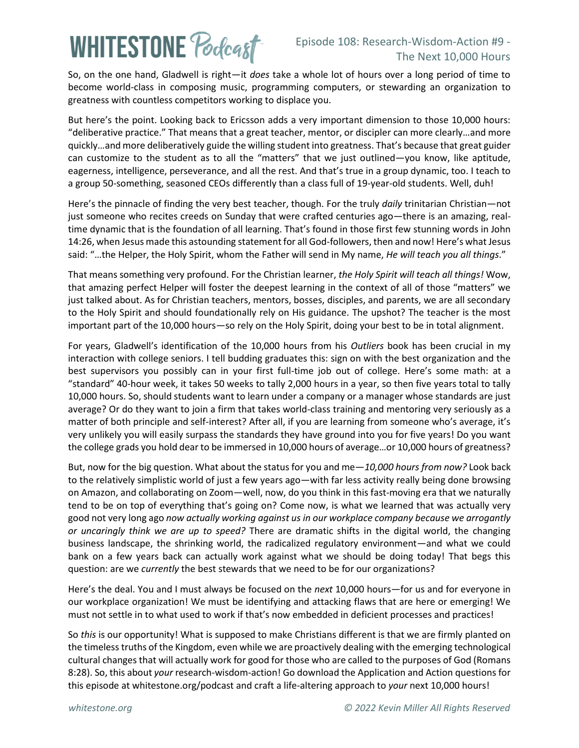So, on the one hand, Gladwell is right—it *does* take a whole lot of hours over a long period of time to become world-class in composing music, programming computers, or stewarding an organization to greatness with countless competitors working to displace you.

But here's the point. Looking back to Ericsson adds a very important dimension to those 10,000 hours: "deliberative practice." That means that a great teacher, mentor, or discipler can more clearly…and more quickly…and more deliberatively guide the willing student into greatness. That's because that great guider can customize to the student as to all the "matters" that we just outlined—you know, like aptitude, eagerness, intelligence, perseverance, and all the rest. And that's true in a group dynamic, too. I teach to a group 50-something, seasoned CEOs differently than a class full of 19-year-old students. Well, duh!

Here's the pinnacle of finding the very best teacher, though. For the truly *daily* trinitarian Christian—not just someone who recites creeds on Sunday that were crafted centuries ago—there is an amazing, real-time dynamic that is the foundation of all learning. That's found in those first few stunning words in John 14:26, when Jesus made this astounding statement for all God-followers, then and now! Here's what Jesus said: "…the Helper, the Holy Spirit, whom the Father will send in My name, *He will teach you all things*."

That means something very profound. For the Christian learner, *the Holy Spirit will teach all things!* Wow, that amazing perfect Helper will foster the deepest learning in the context of all of those "matters" we just talked about. As for Christian teachers, mentors, bosses, disciples, and parents, we are all secondary to the Holy Spirit and should foundationally rely on His guidance. The upshot? The teacher is the most important part of the 10,000 hours—so rely on the Holy Spirit, doing your best to be in total alignment.

For years, Gladwell's identification of the 10,000 hours from his *Outliers* book has been crucial in my interaction with college seniors. I tell budding graduates this: sign on with the best organization and the best supervisors you possibly can in your first full-time job out of college. Here's some math: at a "standard" 40-hour week, it takes 50 weeks to tally 2,000 hours in a year, so then five years total to tally 10,000 hours. So, should students want to learn under a company or a manager whose standards are just average? Or do they want to join a firm that takes world-class training and mentoring very seriously as a matter of both principle and self-interest? After all, if you are learning from someone who's average, it's very unlikely you will easily surpass the standards they have ground into you for five years! Do you want the college grads you hold dear to be immersed in 10,000 hours of average…or 10,000 hours of greatness?

But, now for the big question. What about the status for you and me—*10,000 hours from now?* Look back to the relatively simplistic world of just a few years ago—with far less activity really being done browsing on Amazon, and collaborating on Zoom—well, now, do you think in this fast-moving era that we naturally tend to be on top of everything that's going on? Come now, is what we learned that was actually very good not very long ago *now actually working against us in our workplace company because we arrogantly or uncaringly think we are up to speed?* There are dramatic shifts in the digital world, the changing business landscape, the shrinking world, the radicalized regulatory environment—and what we could bank on a few years back can actually work against what we should be doing today! That begs this question: are we *currently* the best stewards that we need to be for our organizations?

Here's the deal. You and I must always be focused on the *next* 10,000 hours—for us and for everyone in our workplace organization! We must be identifying and attacking flaws that are here or emerging! We must not settle in to what used to work if that's now embedded in deficient processes and practices!

So *this* is our opportunity! What is supposed to make Christians different is that we are firmly planted on the timeless truths of the Kingdom, even while we are proactively dealing with the emerging technological cultural changes that will actually work for good for those who are called to the purposes of God (Romans 8:28). So, this about *your* research-wisdom-action! Go download the Application and Action questions for this episode at whitestone.org/podcast and craft a life-altering approach to *your* next 10,000 hours!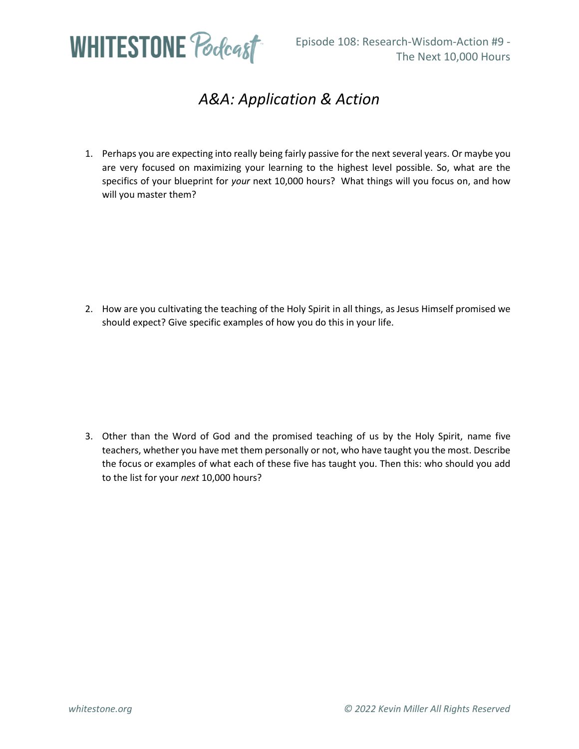# *A&A: Application & Action*

1. Perhaps you are expecting into really being fairly passive for the next several years. Or maybe you are very focused on maximizing your learning to the highest level possible. So, what are the specifics of your blueprint for *your* next 10,000 hours? What things will you focus on, and how will you master them?

2. How are you cultivating the teaching of the Holy Spirit in all things, as Jesus Himself promised we should expect? Give specific examples of how you do this in your life.

3. Other than the Word of God and the promised teaching of us by the Holy Spirit, name five teachers, whether you have met them personally or not, who have taught you the most. Describe the focus or examples of what each of these five has taught you. Then this: who should you add to the list for your *next* 10,000 hours?